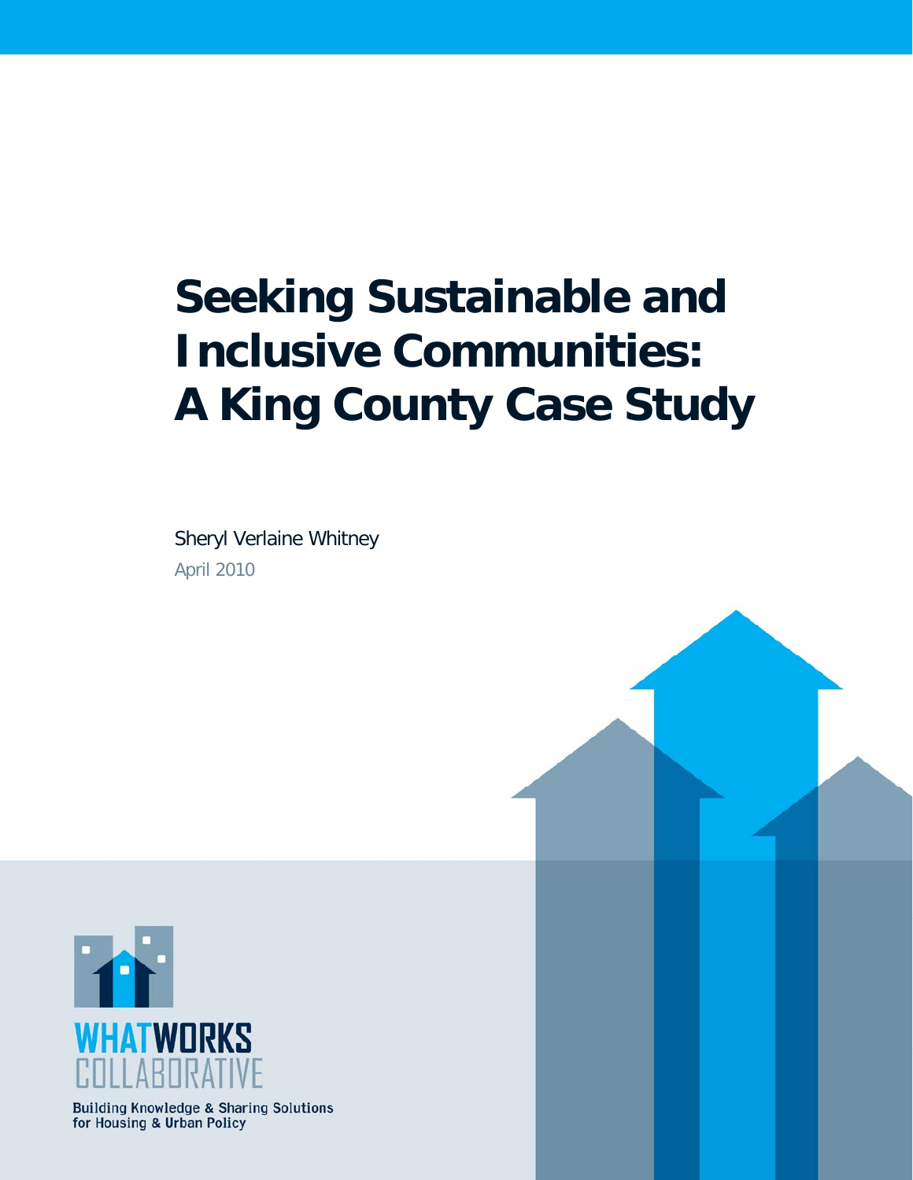# Seeking Sustainable and Inclusive Communities: A King County Case Study

Sheryl Verlaine Whitney

April 2010

WHATWORKS COLLABORATIVE

Building Knowledge & Sharing Solutions for Housing & Urban Policy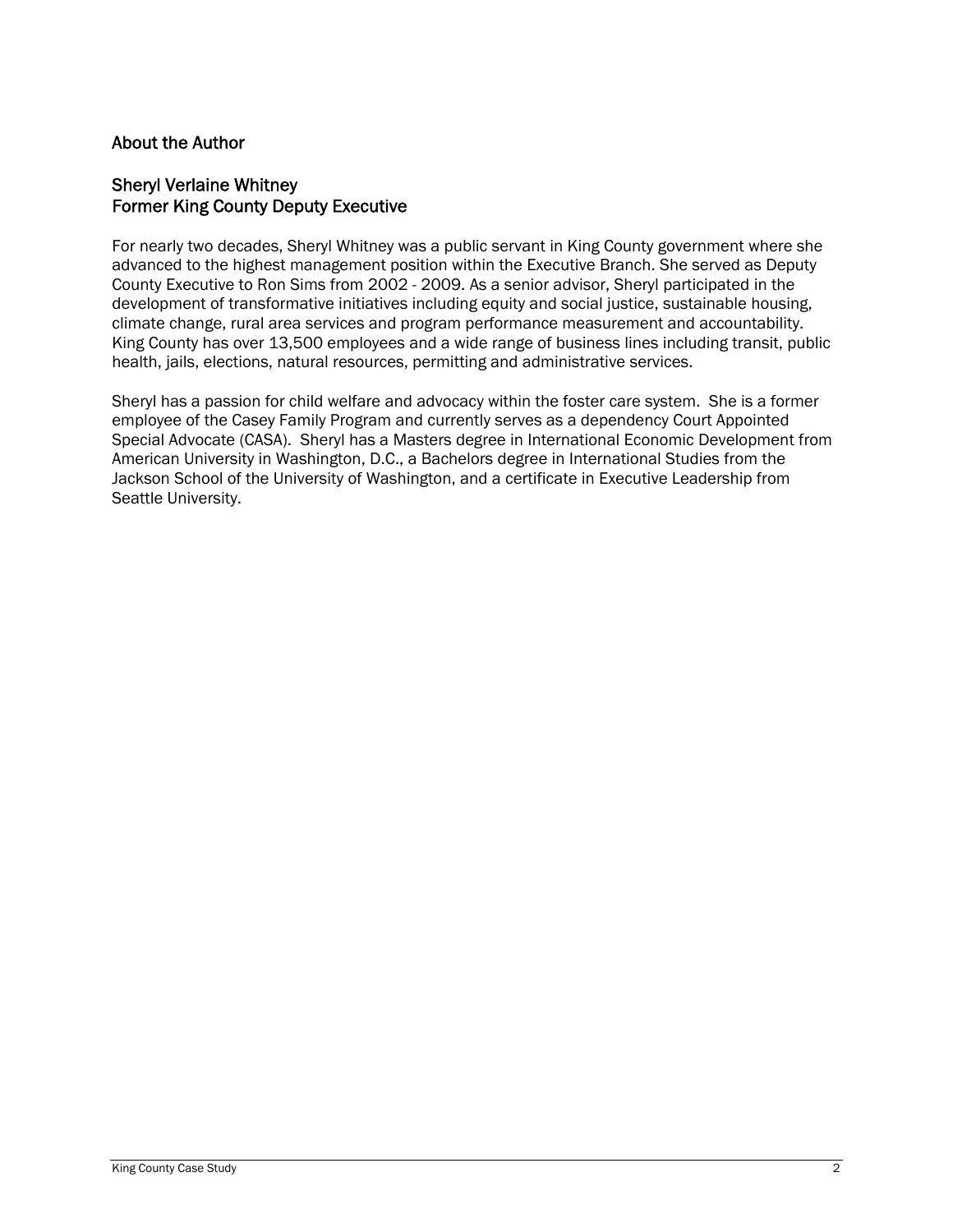## About the Author

### Sheryl Verlaine Whitney
### Former King County Deputy Executive

For nearly two decades, Sheryl Whitney was a public servant in King County government where she advanced to the highest management position within the Executive Branch. She served as Deputy County Executive to Ron Sims from 2002 - 2009. As a senior advisor, Sheryl participated in the development of transformative initiatives including equity and social justice, sustainable housing, climate change, rural area services and program performance measurement and accountability. King County has over 13,500 employees and a wide range of business lines including transit, public health, jails, elections, natural resources, permitting and administrative services.

Sheryl has a passion for child welfare and advocacy within the foster care system. She is a former employee of the Casey Family Program and currently serves as a dependency Court Appointed Special Advocate (CASA). Sheryl has a Masters degree in International Economic Development from American University in Washington, D.C., a Bachelors degree in International Studies from the Jackson School of the University of Washington, and a certificate in Executive Leadership from Seattle University.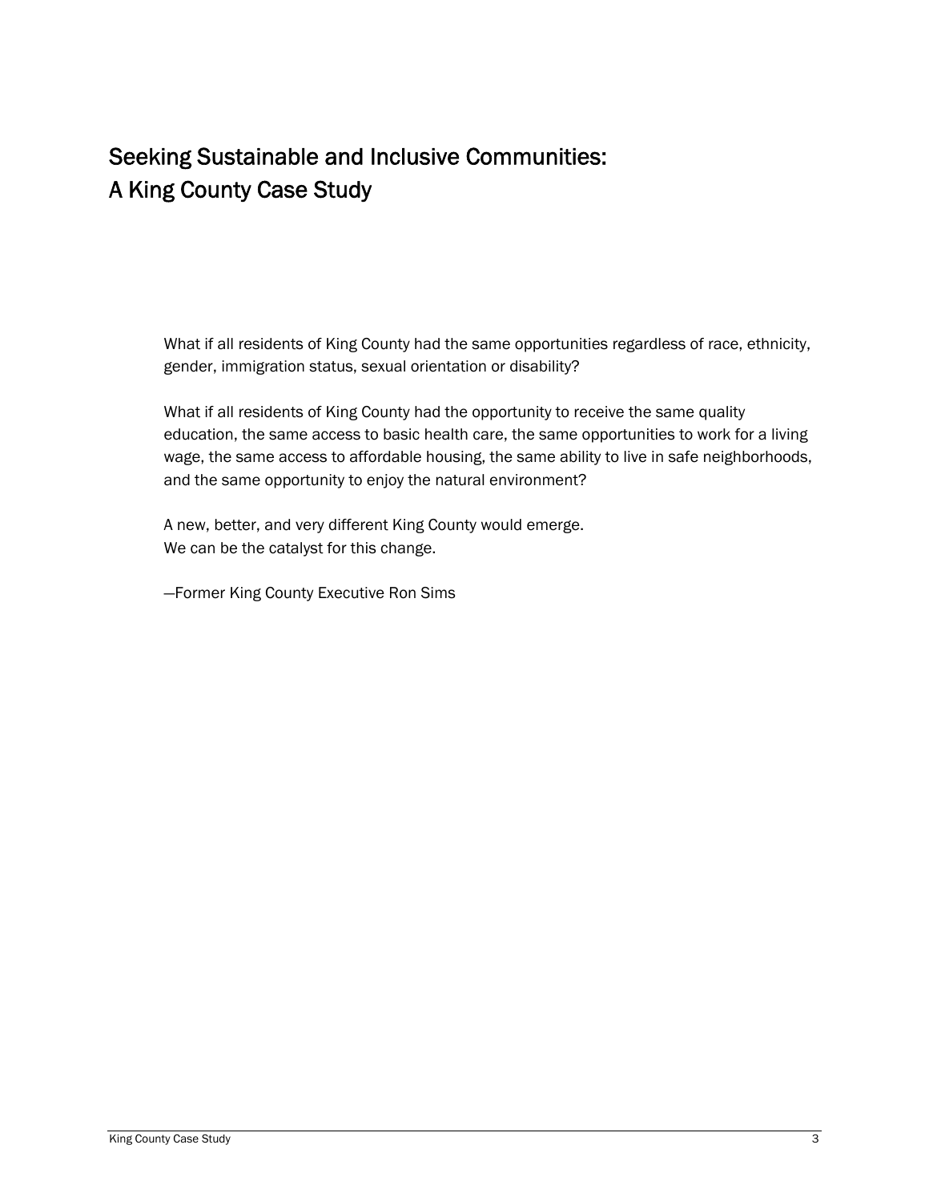# Seeking Sustainable and Inclusive Communities: A King County Case Study

> What if all residents of King County had the same opportunities regardless of race, ethnicity, gender, immigration status, sexual orientation or disability?
>
> What if all residents of King County had the opportunity to receive the same quality education, the same access to basic health care, the same opportunities to work for a living wage, the same access to affordable housing, the same ability to live in safe neighborhoods, and the same opportunity to enjoy the natural environment?
>
> A new, better, and very different King County would emerge.
> We can be the catalyst for this change.
>
> —Former King County Executive Ron Sims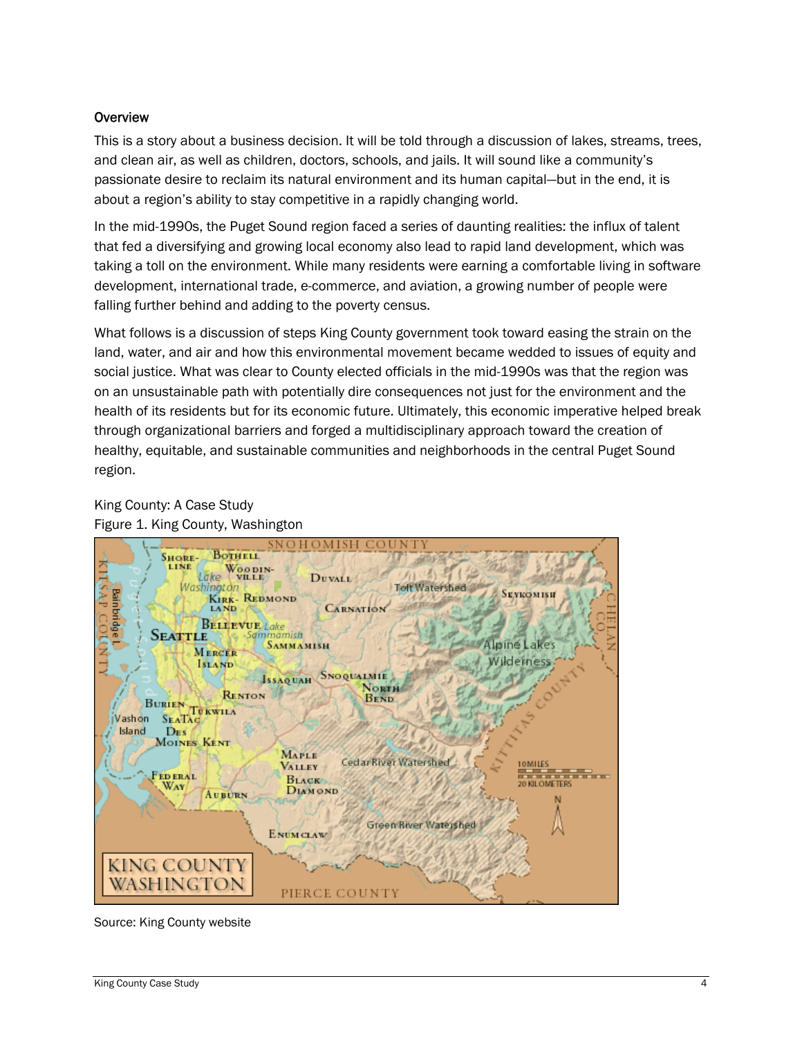### Overview

This is a story about a business decision. It will be told through a discussion of lakes, streams, trees, and clean air, as well as children, doctors, schools, and jails. It will sound like a community's passionate desire to reclaim its natural environment and its human capital—but in the end, it is about a region's ability to stay competitive in a rapidly changing world.

In the mid-1990s, the Puget Sound region faced a series of daunting realities: the influx of talent that fed a diversifying and growing local economy also lead to rapid land development, which was taking a toll on the environment. While many residents were earning a comfortable living in software development, international trade, e-commerce, and aviation, a growing number of people were falling further behind and adding to the poverty census.

What follows is a discussion of steps King County government took toward easing the strain on the land, water, and air and how this environmental movement became wedded to issues of equity and social justice. What was clear to County elected officials in the mid-1990s was that the region was on an unsustainable path with potentially dire consequences not just for the environment and the health of its residents but for its economic future. Ultimately, this economic imperative helped break through organizational barriers and forged a multidisciplinary approach toward the creation of healthy, equitable, and sustainable communities and neighborhoods in the central Puget Sound region.

King County: A Case Study
Figure 1. King County, Washington

Source: King County website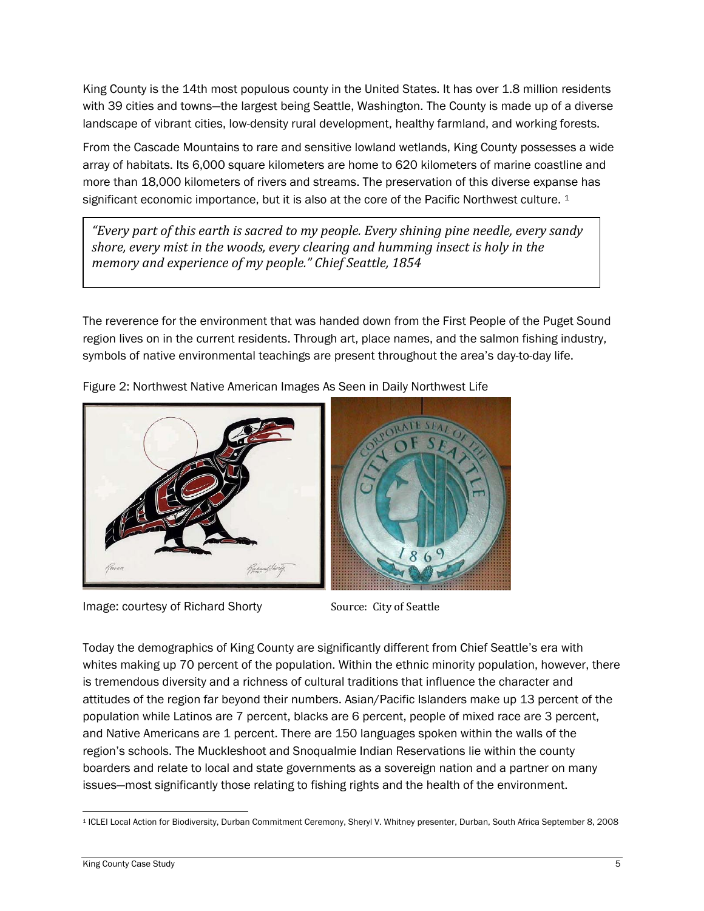King County is the 14th most populous county in the United States. It has over 1.8 million residents with 39 cities and towns—the largest being Seattle, Washington. The County is made up of a diverse landscape of vibrant cities, low-density rural development, healthy farmland, and working forests.

From the Cascade Mountains to rare and sensitive lowland wetlands, King County possesses a wide array of habitats. Its 6,000 square kilometers are home to 620 kilometers of marine coastline and more than 18,000 kilometers of rivers and streams. The preservation of this diverse expanse has significant economic importance, but it is also at the core of the Pacific Northwest culture. [1]

> *"Every part of this earth is sacred to my people. Every shining pine needle, every sandy shore, every mist in the woods, every clearing and humming insect is holy in the memory and experience of my people." Chief Seattle, 1854*

The reverence for the environment that was handed down from the First People of the Puget Sound region lives on in the current residents. Through art, place names, and the salmon fishing industry, symbols of native environmental teachings are present throughout the area's day-to-day life.

Figure 2: Northwest Native American Images As Seen in Daily Northwest Life

Image: courtesy of Richard Shorty

Source: City of Seattle

Today the demographics of King County are significantly different from Chief Seattle's era with whites making up 70 percent of the population. Within the ethnic minority population, however, there is tremendous diversity and a richness of cultural traditions that influence the character and attitudes of the region far beyond their numbers. Asian/Pacific Islanders make up 13 percent of the population while Latinos are 7 percent, blacks are 6 percent, people of mixed race are 3 percent, and Native Americans are 1 percent. There are 150 languages spoken within the walls of the region's schools. The Muckleshoot and Snoqualmie Indian Reservations lie within the county boarders and relate to local and state governments as a sovereign nation and a partner on many issues—most significantly those relating to fishing rights and the health of the environment.

[1] ICLEI Local Action for Biodiversity, Durban Commitment Ceremony, Sheryl V. Whitney presenter, Durban, South Africa September 8, 2008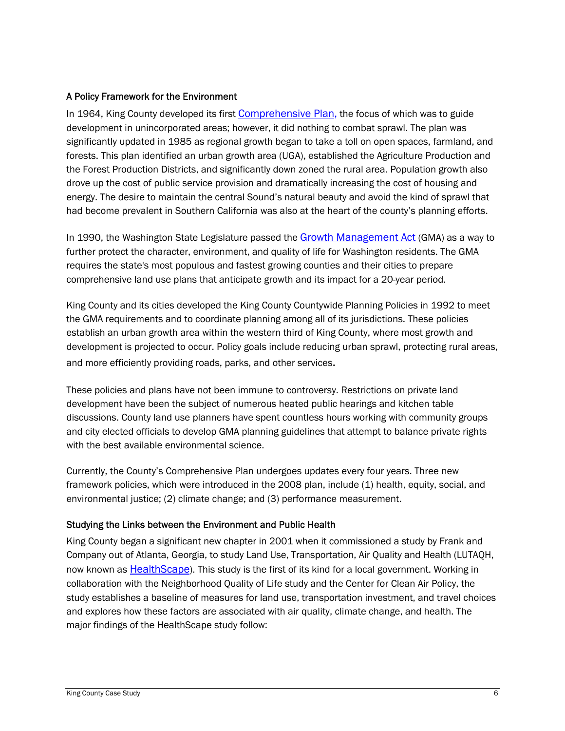### A Policy Framework for the Environment

In 1964, King County developed its first Comprehensive Plan, the focus of which was to guide development in unincorporated areas; however, it did nothing to combat sprawl. The plan was significantly updated in 1985 as regional growth began to take a toll on open spaces, farmland, and forests. This plan identified an urban growth area (UGA), established the Agriculture Production and the Forest Production Districts, and significantly down zoned the rural area. Population growth also drove up the cost of public service provision and dramatically increasing the cost of housing and energy. The desire to maintain the central Sound's natural beauty and avoid the kind of sprawl that had become prevalent in Southern California was also at the heart of the county's planning efforts.

In 1990, the Washington State Legislature passed the Growth Management Act (GMA) as a way to further protect the character, environment, and quality of life for Washington residents. The GMA requires the state's most populous and fastest growing counties and their cities to prepare comprehensive land use plans that anticipate growth and its impact for a 20-year period.

King County and its cities developed the King County Countywide Planning Policies in 1992 to meet the GMA requirements and to coordinate planning among all of its jurisdictions. These policies establish an urban growth area within the western third of King County, where most growth and development is projected to occur. Policy goals include reducing urban sprawl, protecting rural areas, and more efficiently providing roads, parks, and other services.

These policies and plans have not been immune to controversy. Restrictions on private land development have been the subject of numerous heated public hearings and kitchen table discussions. County land use planners have spent countless hours working with community groups and city elected officials to develop GMA planning guidelines that attempt to balance private rights with the best available environmental science.

Currently, the County's Comprehensive Plan undergoes updates every four years. Three new framework policies, which were introduced in the 2008 plan, include (1) health, equity, social, and environmental justice; (2) climate change; and (3) performance measurement.

### Studying the Links between the Environment and Public Health

King County began a significant new chapter in 2001 when it commissioned a study by Frank and Company out of Atlanta, Georgia, to study Land Use, Transportation, Air Quality and Health (LUTAQH, now known as HealthScape). This study is the first of its kind for a local government. Working in collaboration with the Neighborhood Quality of Life study and the Center for Clean Air Policy, the study establishes a baseline of measures for land use, transportation investment, and travel choices and explores how these factors are associated with air quality, climate change, and health. The major findings of the HealthScape study follow: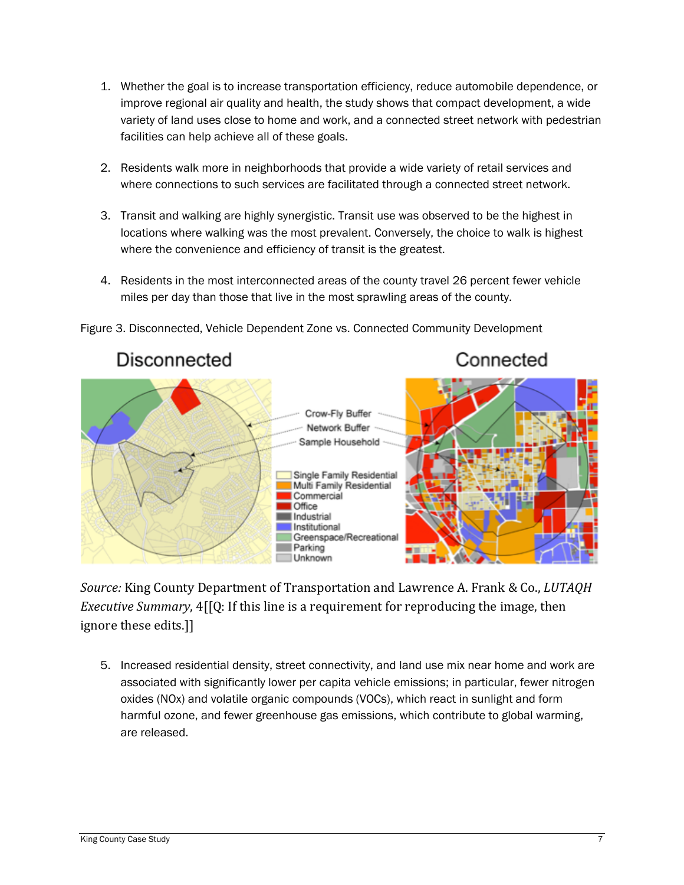1. Whether the goal is to increase transportation efficiency, reduce automobile dependence, or improve regional air quality and health, the study shows that compact development, a wide variety of land uses close to home and work, and a connected street network with pedestrian facilities can help achieve all of these goals.

2. Residents walk more in neighborhoods that provide a wide variety of retail services and where connections to such services are facilitated through a connected street network.

3. Transit and walking are highly synergistic. Transit use was observed to be the highest in locations where walking was the most prevalent. Conversely, the choice to walk is highest where the convenience and efficiency of transit is the greatest.

4. Residents in the most interconnected areas of the county travel 26 percent fewer vehicle miles per day than those that live in the most sprawling areas of the county.

Figure 3. Disconnected, Vehicle Dependent Zone vs. Connected Community Development

*Source:* King County Department of Transportation and Lawrence A. Frank & Co., *LUTAQH Executive Summary,* 4[[Q: If this line is a requirement for reproducing the image, then ignore these edits.]]

5. Increased residential density, street connectivity, and land use mix near home and work are associated with significantly lower per capita vehicle emissions; in particular, fewer nitrogen oxides (NOx) and volatile organic compounds (VOCs), which react in sunlight and form harmful ozone, and fewer greenhouse gas emissions, which contribute to global warming, are released.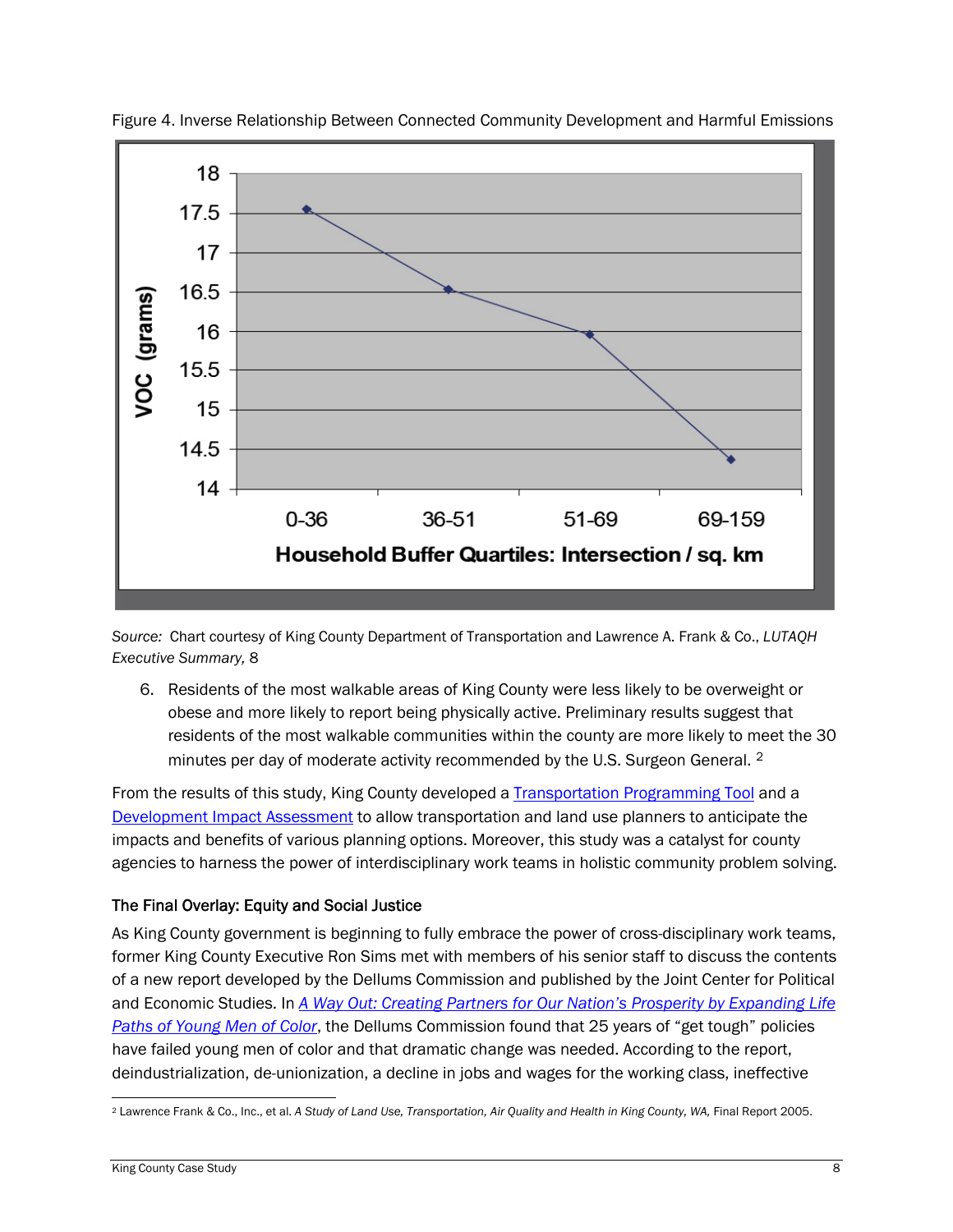Figure 4. Inverse Relationship Between Connected Community Development and Harmful Emissions

*Source:* Chart courtesy of King County Department of Transportation and Lawrence A. Frank & Co., *LUTAQH Executive Summary,* 8

6. Residents of the most walkable areas of King County were less likely to be overweight or obese and more likely to report being physically active. Preliminary results suggest that residents of the most walkable communities within the county are more likely to meet the 30 minutes per day of moderate activity recommended by the U.S. Surgeon General. [2]

From the results of this study, King County developed a Transportation Programming Tool and a Development Impact Assessment to allow transportation and land use planners to anticipate the impacts and benefits of various planning options. Moreover, this study was a catalyst for county agencies to harness the power of interdisciplinary work teams in holistic community problem solving.

### The Final Overlay: Equity and Social Justice

As King County government is beginning to fully embrace the power of cross-disciplinary work teams, former King County Executive Ron Sims met with members of his senior staff to discuss the contents of a new report developed by the Dellums Commission and published by the Joint Center for Political and Economic Studies. In *A Way Out: Creating Partners for Our Nation's Prosperity by Expanding Life Paths of Young Men of Color*, the Dellums Commission found that 25 years of "get tough" policies have failed young men of color and that dramatic change was needed. According to the report, deindustrialization, de-unionization, a decline in jobs and wages for the working class, ineffective

[2] Lawrence Frank & Co., Inc., et al. *A Study of Land Use, Transportation, Air Quality and Health in King County, WA,* Final Report 2005.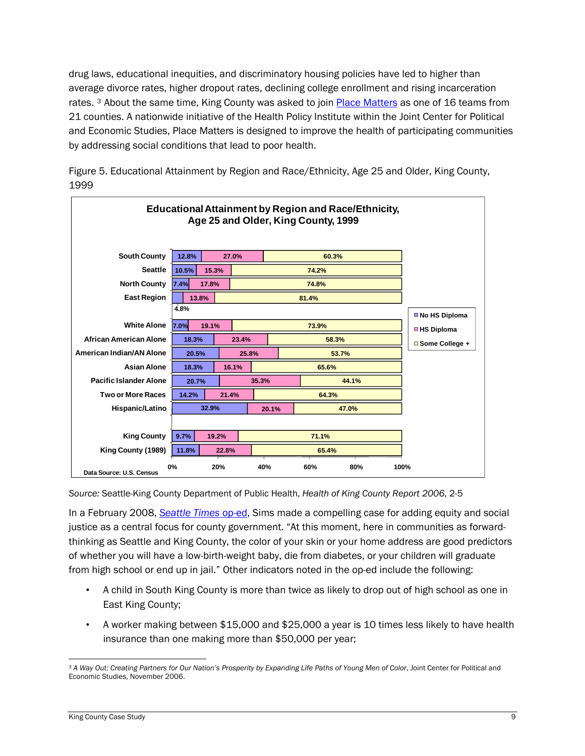drug laws, educational inequities, and discriminatory housing policies have led to higher than average divorce rates, higher dropout rates, declining college enrollment and rising incarceration rates. [3] About the same time, King County was asked to join Place Matters as one of 16 teams from 21 counties. A nationwide initiative of the Health Policy Institute within the Joint Center for Political and Economic Studies, Place Matters is designed to improve the health of participating communities by addressing social conditions that lead to poor health.

Figure 5. Educational Attainment by Region and Race/Ethnicity, Age 25 and Older, King County, 1999

**Educational Attainment by Region and Race/Ethnicity, Age 25 and Older, King County, 1999**

| | No HS Diploma | HS Diploma | Some College + |
|---|---|---|---|
| South County | 12.8% | 27.0% | 60.3% |
| Seattle | 10.5% | 15.3% | 74.2% |
| North County | 7.4% | 17.8% | 74.8% |
| East Region | 4.8% | 13.8% | 81.4% |
| White Alone | 7.0% | 19.1% | 73.9% |
| African American Alone | 18.3% | 23.4% | 58.3% |
| American Indian/AN Alone | 20.5% | 25.8% | 53.7% |
| Asian Alone | 18.3% | 16.1% | 65.6% |
| Pacific Islander Alone | 20.7% | 35.3% | 44.1% |
| Two or More Races | 14.2% | 21.4% | 64.3% |
| Hispanic/Latino | 32.9% | 20.1% | 47.0% |
| King County | 9.7% | 19.2% | 71.1% |
| King County (1989) | 11.8% | 22.8% | 65.4% |

Data Source: U.S. Census

*Source:* Seattle-King County Department of Public Health, *Health of King County Report 2006*, 2-5

In a February 2008, *Seattle Times* op-ed, Sims made a compelling case for adding equity and social justice as a central focus for county government. "At this moment, here in communities as forward-thinking as Seattle and King County, the color of your skin or your home address are good predictors of whether you will have a low-birth-weight baby, die from diabetes, or your children will graduate from high school or end up in jail." Other indicators noted in the op-ed include the following:

- A child in South King County is more than twice as likely to drop out of high school as one in East King County;
- A worker making between $15,000 and $25,000 a year is 10 times less likely to have health insurance than one making more than $50,000 per year;

[3] *A Way Out: Creating Partners for Our Nation's Prosperity by Expanding Life Paths of Young Men of Color*, Joint Center for Political and Economic Studies, November 2006.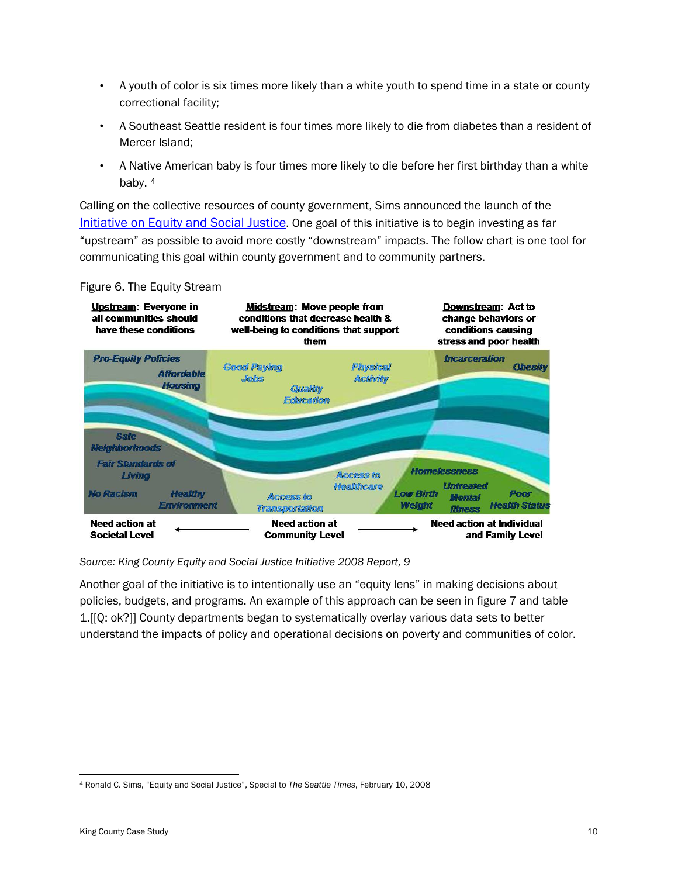- A youth of color is six times more likely than a white youth to spend time in a state or county correctional facility;
- A Southeast Seattle resident is four times more likely to die from diabetes than a resident of Mercer Island;
- A Native American baby is four times more likely to die before her first birthday than a white baby. [4]

Calling on the collective resources of county government, Sims announced the launch of the Initiative on Equity and Social Justice. One goal of this initiative is to begin investing as far "upstream" as possible to avoid more costly "downstream" impacts. The follow chart is one tool for communicating this goal within county government and to community partners.

Figure 6. The Equity Stream

| **Upstream**: Everyone in all communities should have these conditions | **Midstream**: Move people from conditions that decrease health & well-being to conditions that support them | **Downstream**: Act to change behaviors or conditions causing stress and poor health |
|---|---|---|
| Pro-Equity Policies | Good Paying Jobs | Incarceration |
| Affordable Housing | Quality Education | Obesity |
| Safe Neighborhoods | Physical Activity | Homelessness |
| Fair Standards of Living | Access to Healthcare | Low Birth Weight |
| No Racism | Access to Transportation | Untreated Mental Illness |
| Healthy Environment | | Poor Health Status |
| **Need action at Societal Level** | **Need action at Community Level** | **Need action at Individual and Family Level** |

*Source: King County Equity and Social Justice Initiative 2008 Report, 9*

Another goal of the initiative is to intentionally use an "equity lens" in making decisions about policies, budgets, and programs. An example of this approach can be seen in figure 7 and table 1.[[Q: ok?]] County departments began to systematically overlay various data sets to better understand the impacts of policy and operational decisions on poverty and communities of color.

---

[4] Ronald C. Sims, "Equity and Social Justice", Special to *The Seattle Times*, February 10, 2008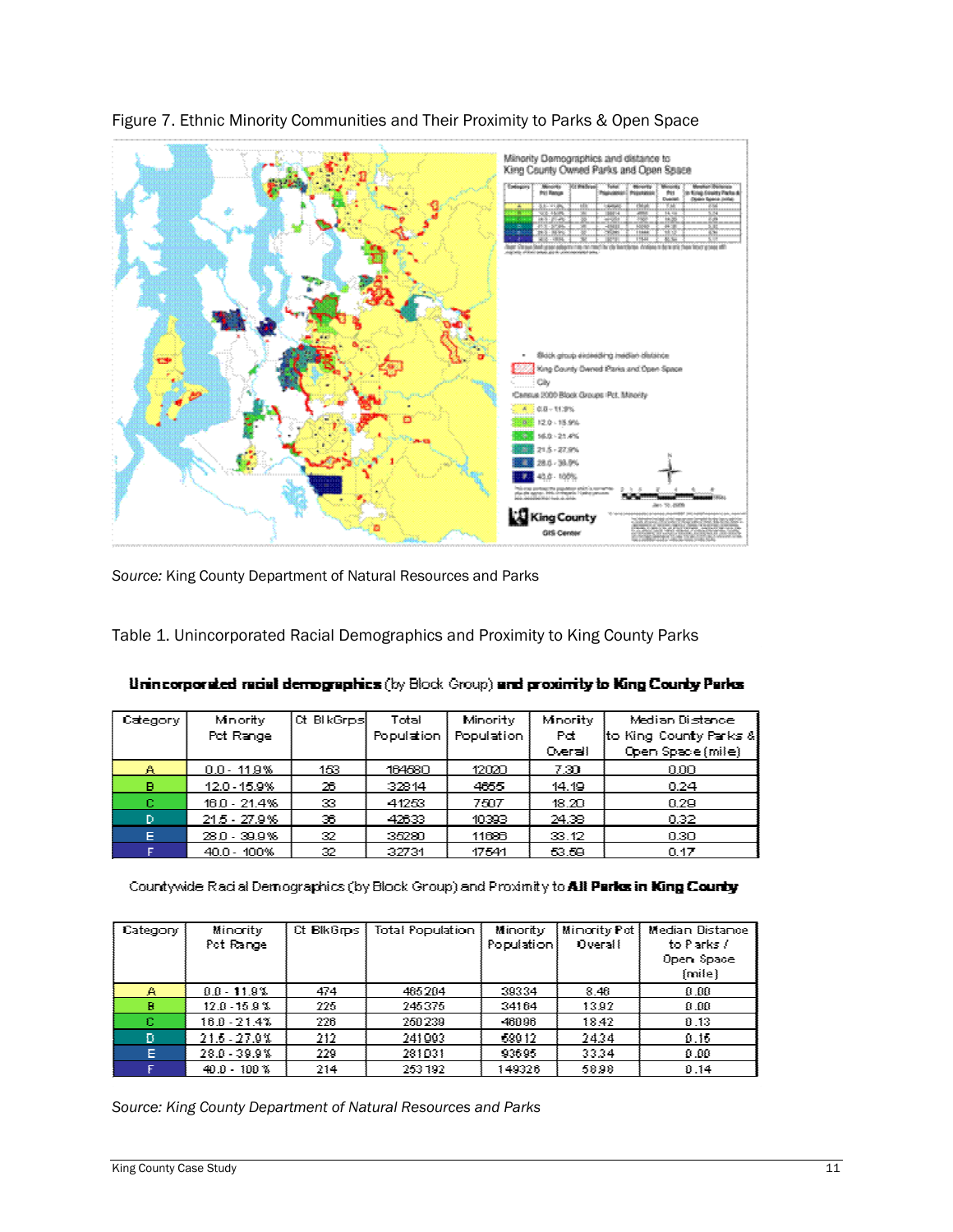Figure 7. Ethnic Minority Communities and Their Proximity to Parks & Open Space

*Source:* King County Department of Natural Resources and Parks

Table 1. Unincorporated Racial Demographics and Proximity to King County Parks

**Unincorporated racial demographics** (by Block Group) **and proximity to King County Parks**

| Category | Minority Pct Range | Ct BlkGrps | Total Population | Minority Population | Minority Pct Overall | Median Distance to King County Parks & Open Space (mile) |
|---|---|---|---|---|---|---|
| A | 0.0 - 11.9% | 153 | 164680 | 12020 | 7.30 | 0.00 |
| B | 12.0 - 15.9% | 26 | 32814 | 4655 | 14.19 | 0.24 |
| C | 16.0 - 21.4% | 33 | 41253 | 7507 | 18.20 | 0.29 |
| D | 21.5 - 27.9% | 36 | 42633 | 10393 | 24.38 | 0.32 |
| E | 28.0 - 39.9% | 32 | 35280 | 11686 | 33.12 | 0.30 |
| F | 40.0 - 100% | 32 | 32731 | 17541 | 53.59 | 0.17 |

Countywide Racial Demographics (by Block Group) and Proximity to **All Parks in King County**

| Category | Minority Pct Range | Ct BlkGrps | Total Population | Minority Population | Minority Pct Overall | Median Distance to Parks / Open Space (mile) |
|---|---|---|---|---|---|---|
| A | 0.0 - 11.9% | 474 | 465204 | 39334 | 8.46 | 0.00 |
| B | 12.0 - 15.9% | 225 | 245375 | 34164 | 13.92 | 0.00 |
| C | 16.0 - 21.4% | 226 | 260239 | 48096 | 18.42 | 0.13 |
| D | 21.5 - 27.9% | 212 | 241993 | 58912 | 24.34 | 0.15 |
| E | 28.0 - 39.9% | 229 | 281031 | 93695 | 33.34 | 0.00 |
| F | 40.0 - 100% | 214 | 253192 | 149326 | 58.98 | 0.14 |

*Source: King County Department of Natural Resources and Parks*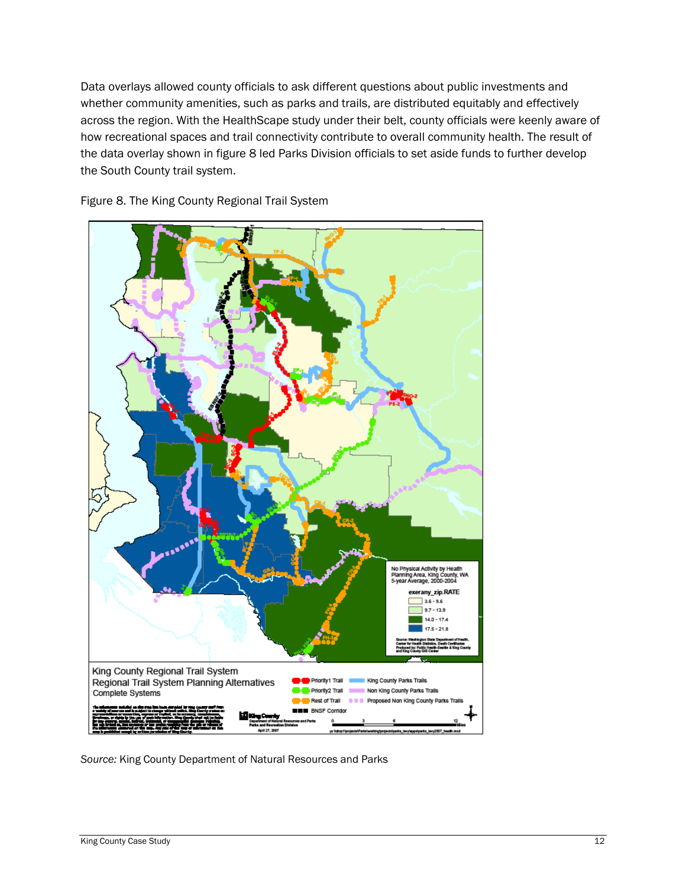Data overlays allowed county officials to ask different questions about public investments and whether community amenities, such as parks and trails, are distributed equitably and effectively across the region. With the HealthScape study under their belt, county officials were keenly aware of how recreational spaces and trail connectivity contribute to overall community health. The result of the data overlay shown in figure 8 led Parks Division officials to set aside funds to further develop the South County trail system.

Figure 8. The King County Regional Trail System

*Source:* King County Department of Natural Resources and Parks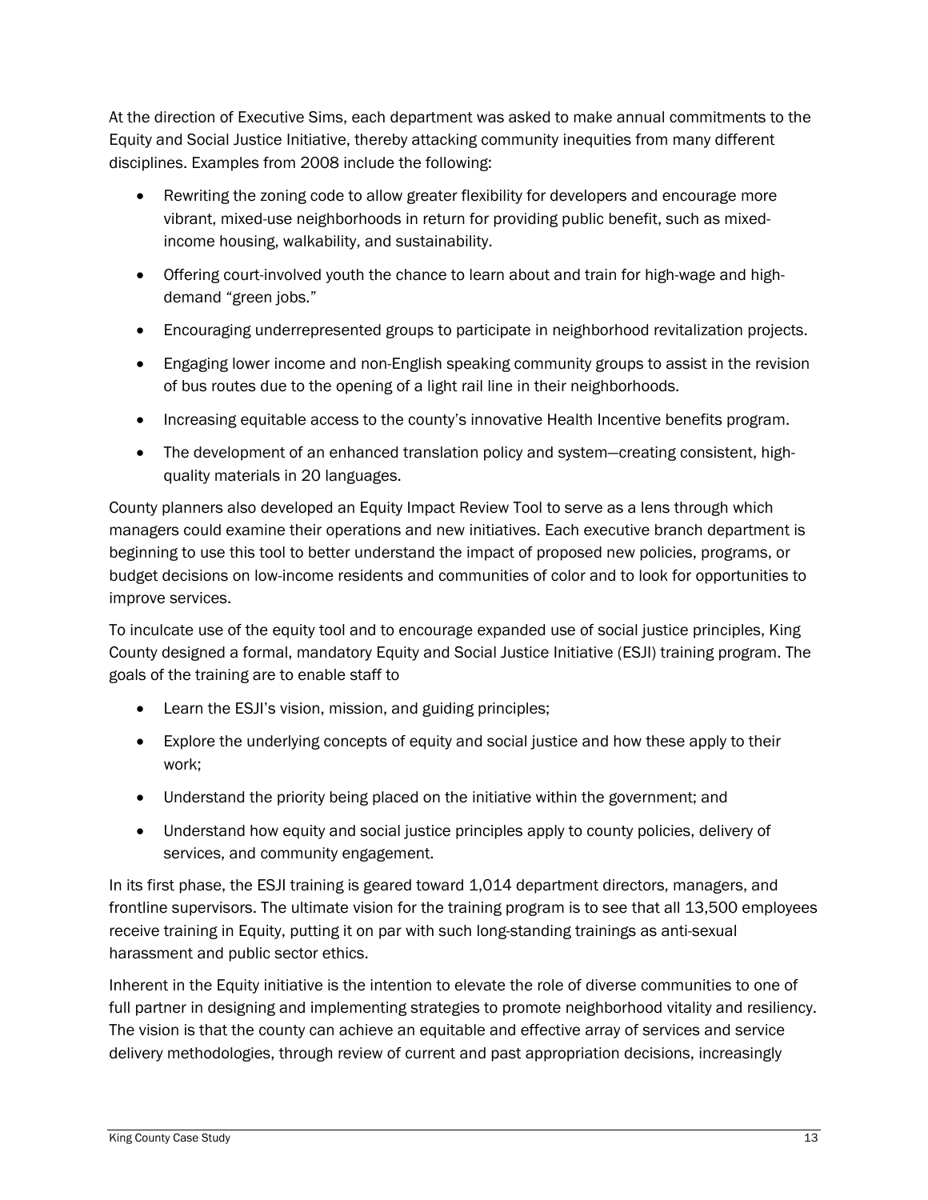At the direction of Executive Sims, each department was asked to make annual commitments to the Equity and Social Justice Initiative, thereby attacking community inequities from many different disciplines. Examples from 2008 include the following:

- Rewriting the zoning code to allow greater flexibility for developers and encourage more vibrant, mixed-use neighborhoods in return for providing public benefit, such as mixed-income housing, walkability, and sustainability.
- Offering court-involved youth the chance to learn about and train for high-wage and high-demand "green jobs."
- Encouraging underrepresented groups to participate in neighborhood revitalization projects.
- Engaging lower income and non-English speaking community groups to assist in the revision of bus routes due to the opening of a light rail line in their neighborhoods.
- Increasing equitable access to the county's innovative Health Incentive benefits program.
- The development of an enhanced translation policy and system—creating consistent, high-quality materials in 20 languages.

County planners also developed an Equity Impact Review Tool to serve as a lens through which managers could examine their operations and new initiatives. Each executive branch department is beginning to use this tool to better understand the impact of proposed new policies, programs, or budget decisions on low-income residents and communities of color and to look for opportunities to improve services.

To inculcate use of the equity tool and to encourage expanded use of social justice principles, King County designed a formal, mandatory Equity and Social Justice Initiative (ESJI) training program. The goals of the training are to enable staff to

- Learn the ESJI's vision, mission, and guiding principles;
- Explore the underlying concepts of equity and social justice and how these apply to their work;
- Understand the priority being placed on the initiative within the government; and
- Understand how equity and social justice principles apply to county policies, delivery of services, and community engagement.

In its first phase, the ESJI training is geared toward 1,014 department directors, managers, and frontline supervisors. The ultimate vision for the training program is to see that all 13,500 employees receive training in Equity, putting it on par with such long-standing trainings as anti-sexual harassment and public sector ethics.

Inherent in the Equity initiative is the intention to elevate the role of diverse communities to one of full partner in designing and implementing strategies to promote neighborhood vitality and resiliency. The vision is that the county can achieve an equitable and effective array of services and service delivery methodologies, through review of current and past appropriation decisions, increasingly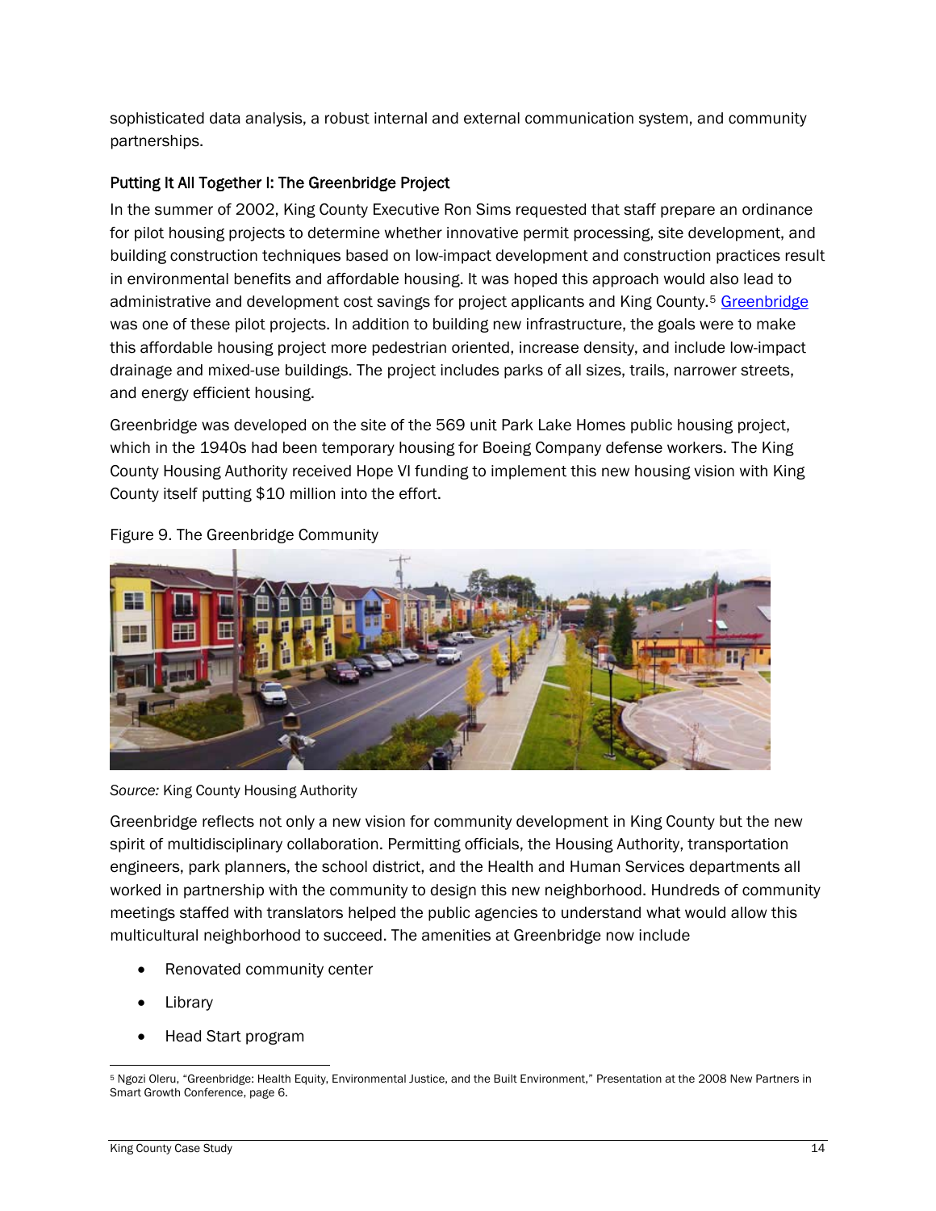sophisticated data analysis, a robust internal and external communication system, and community partnerships.

### Putting It All Together I: The Greenbridge Project

In the summer of 2002, King County Executive Ron Sims requested that staff prepare an ordinance for pilot housing projects to determine whether innovative permit processing, site development, and building construction techniques based on low-impact development and construction practices result in environmental benefits and affordable housing. It was hoped this approach would also lead to administrative and development cost savings for project applicants and King County.[5] Greenbridge was one of these pilot projects. In addition to building new infrastructure, the goals were to make this affordable housing project more pedestrian oriented, increase density, and include low-impact drainage and mixed-use buildings. The project includes parks of all sizes, trails, narrower streets, and energy efficient housing.

Greenbridge was developed on the site of the 569 unit Park Lake Homes public housing project, which in the 1940s had been temporary housing for Boeing Company defense workers. The King County Housing Authority received Hope VI funding to implement this new housing vision with King County itself putting $10 million into the effort.

Figure 9. The Greenbridge Community

*Source:* King County Housing Authority

Greenbridge reflects not only a new vision for community development in King County but the new spirit of multidisciplinary collaboration. Permitting officials, the Housing Authority, transportation engineers, park planners, the school district, and the Health and Human Services departments all worked in partnership with the community to design this new neighborhood. Hundreds of community meetings staffed with translators helped the public agencies to understand what would allow this multicultural neighborhood to succeed. The amenities at Greenbridge now include

- Renovated community center
- Library
- Head Start program

[5] Ngozi Oleru, "Greenbridge: Health Equity, Environmental Justice, and the Built Environment," Presentation at the 2008 New Partners in Smart Growth Conference, page 6.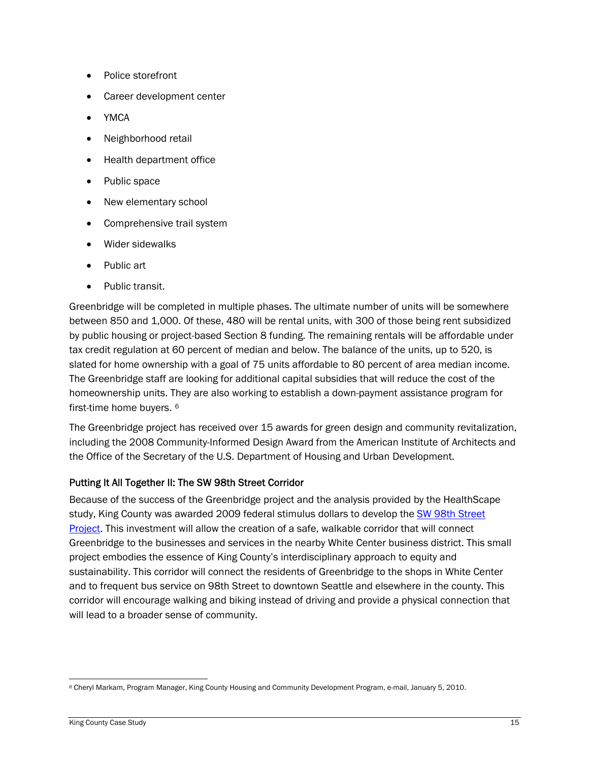- Police storefront
- Career development center
- YMCA
- Neighborhood retail
- Health department office
- Public space
- New elementary school
- Comprehensive trail system
- Wider sidewalks
- Public art
- Public transit.

Greenbridge will be completed in multiple phases. The ultimate number of units will be somewhere between 850 and 1,000. Of these, 480 will be rental units, with 300 of those being rent subsidized by public housing or project-based Section 8 funding. The remaining rentals will be affordable under tax credit regulation at 60 percent of median and below. The balance of the units, up to 520, is slated for home ownership with a goal of 75 units affordable to 80 percent of area median income. The Greenbridge staff are looking for additional capital subsidies that will reduce the cost of the homeownership units. They are also working to establish a down-payment assistance program for first-time home buyers. [6]

The Greenbridge project has received over 15 awards for green design and community revitalization, including the 2008 Community-Informed Design Award from the American Institute of Architects and the Office of the Secretary of the U.S. Department of Housing and Urban Development.

### Putting It All Together II: The SW 98th Street Corridor

Because of the success of the Greenbridge project and the analysis provided by the HealthScape study, King County was awarded 2009 federal stimulus dollars to develop the SW 98th Street Project. This investment will allow the creation of a safe, walkable corridor that will connect Greenbridge to the businesses and services in the nearby White Center business district. This small project embodies the essence of King County's interdisciplinary approach to equity and sustainability. This corridor will connect the residents of Greenbridge to the shops in White Center and to frequent bus service on 98th Street to downtown Seattle and elsewhere in the county. This corridor will encourage walking and biking instead of driving and provide a physical connection that will lead to a broader sense of community.

[6] Cheryl Markam, Program Manager, King County Housing and Community Development Program, e-mail, January 5, 2010.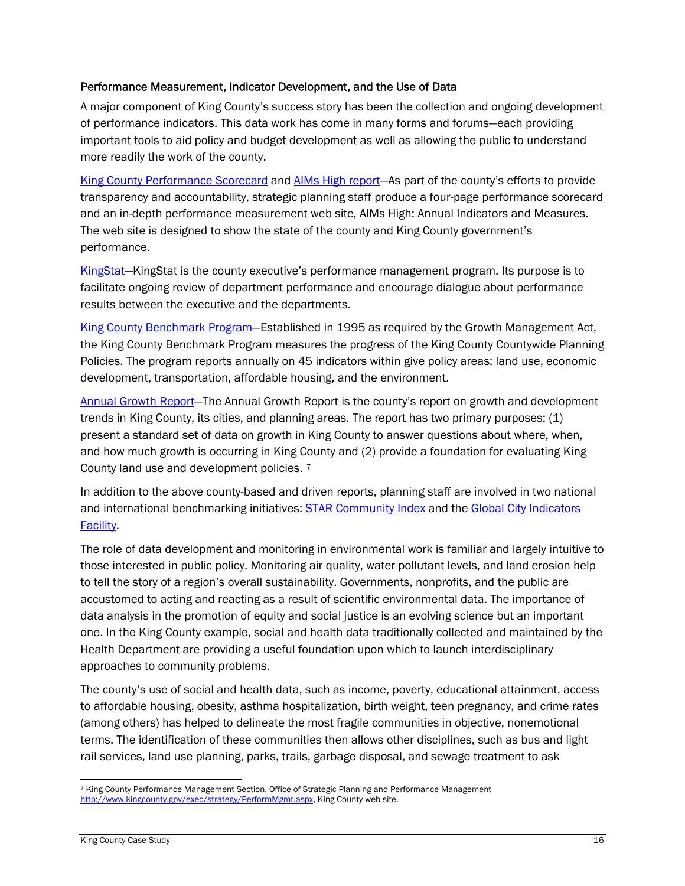### Performance Measurement, Indicator Development, and the Use of Data

A major component of King County's success story has been the collection and ongoing development of performance indicators. This data work has come in many forms and forums—each providing important tools to aid policy and budget development as well as allowing the public to understand more readily the work of the county.

King County Performance Scorecard and AIMs High report—As part of the county's efforts to provide transparency and accountability, strategic planning staff produce a four-page performance scorecard and an in-depth performance measurement web site, AIMs High: Annual Indicators and Measures. The web site is designed to show the state of the county and King County government's performance.

KingStat—KingStat is the county executive's performance management program. Its purpose is to facilitate ongoing review of department performance and encourage dialogue about performance results between the executive and the departments.

King County Benchmark Program—Established in 1995 as required by the Growth Management Act, the King County Benchmark Program measures the progress of the King County Countywide Planning Policies. The program reports annually on 45 indicators within give policy areas: land use, economic development, transportation, affordable housing, and the environment.

Annual Growth Report—The Annual Growth Report is the county's report on growth and development trends in King County, its cities, and planning areas. The report has two primary purposes: (1) present a standard set of data on growth in King County to answer questions about where, when, and how much growth is occurring in King County and (2) provide a foundation for evaluating King County land use and development policies. [7]

In addition to the above county-based and driven reports, planning staff are involved in two national and international benchmarking initiatives: STAR Community Index and the Global City Indicators Facility.

The role of data development and monitoring in environmental work is familiar and largely intuitive to those interested in public policy. Monitoring air quality, water pollutant levels, and land erosion help to tell the story of a region's overall sustainability. Governments, nonprofits, and the public are accustomed to acting and reacting as a result of scientific environmental data. The importance of data analysis in the promotion of equity and social justice is an evolving science but an important one. In the King County example, social and health data traditionally collected and maintained by the Health Department are providing a useful foundation upon which to launch interdisciplinary approaches to community problems.

The county's use of social and health data, such as income, poverty, educational attainment, access to affordable housing, obesity, asthma hospitalization, birth weight, teen pregnancy, and crime rates (among others) has helped to delineate the most fragile communities in objective, nonemotional terms. The identification of these communities then allows other disciplines, such as bus and light rail services, land use planning, parks, trails, garbage disposal, and sewage treatment to ask

---

[7] King County Performance Management Section, Office of Strategic Planning and Performance Management http://www.kingcounty.gov/exec/strategy/PerformMgmt.aspx, King County web site.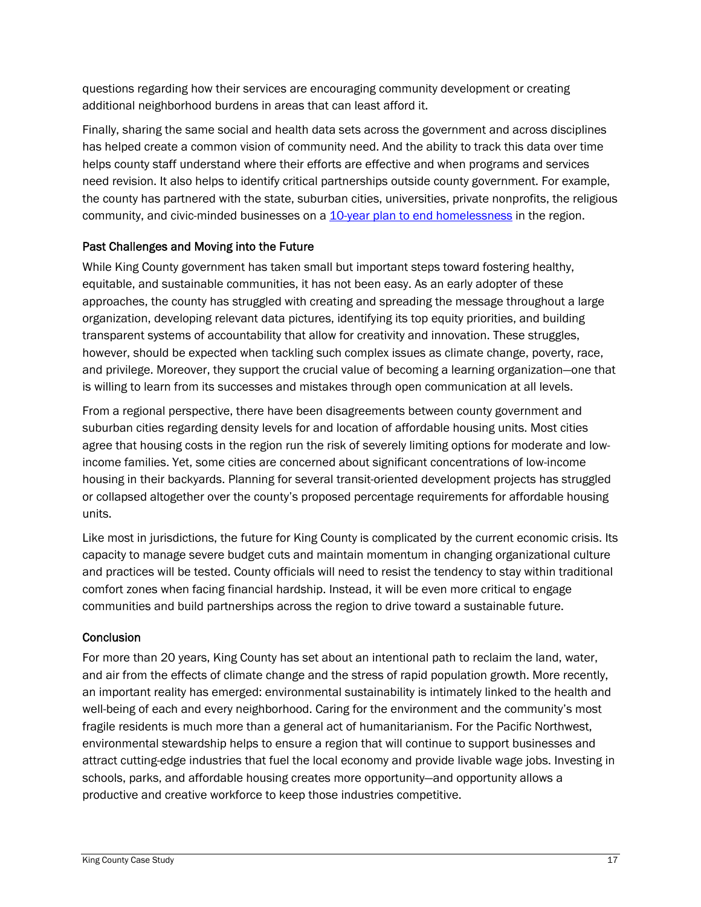questions regarding how their services are encouraging community development or creating additional neighborhood burdens in areas that can least afford it.

Finally, sharing the same social and health data sets across the government and across disciplines has helped create a common vision of community need. And the ability to track this data over time helps county staff understand where their efforts are effective and when programs and services need revision. It also helps to identify critical partnerships outside county government. For example, the county has partnered with the state, suburban cities, universities, private nonprofits, the religious community, and civic-minded businesses on a 10-year plan to end homelessness in the region.

### Past Challenges and Moving into the Future

While King County government has taken small but important steps toward fostering healthy, equitable, and sustainable communities, it has not been easy. As an early adopter of these approaches, the county has struggled with creating and spreading the message throughout a large organization, developing relevant data pictures, identifying its top equity priorities, and building transparent systems of accountability that allow for creativity and innovation. These struggles, however, should be expected when tackling such complex issues as climate change, poverty, race, and privilege. Moreover, they support the crucial value of becoming a learning organization—one that is willing to learn from its successes and mistakes through open communication at all levels.

From a regional perspective, there have been disagreements between county government and suburban cities regarding density levels for and location of affordable housing units. Most cities agree that housing costs in the region run the risk of severely limiting options for moderate and low-income families. Yet, some cities are concerned about significant concentrations of low-income housing in their backyards. Planning for several transit-oriented development projects has struggled or collapsed altogether over the county's proposed percentage requirements for affordable housing units.

Like most in jurisdictions, the future for King County is complicated by the current economic crisis. Its capacity to manage severe budget cuts and maintain momentum in changing organizational culture and practices will be tested. County officials will need to resist the tendency to stay within traditional comfort zones when facing financial hardship. Instead, it will be even more critical to engage communities and build partnerships across the region to drive toward a sustainable future.

### Conclusion

For more than 20 years, King County has set about an intentional path to reclaim the land, water, and air from the effects of climate change and the stress of rapid population growth. More recently, an important reality has emerged: environmental sustainability is intimately linked to the health and well-being of each and every neighborhood. Caring for the environment and the community's most fragile residents is much more than a general act of humanitarianism. For the Pacific Northwest, environmental stewardship helps to ensure a region that will continue to support businesses and attract cutting-edge industries that fuel the local economy and provide livable wage jobs. Investing in schools, parks, and affordable housing creates more opportunity—and opportunity allows a productive and creative workforce to keep those industries competitive.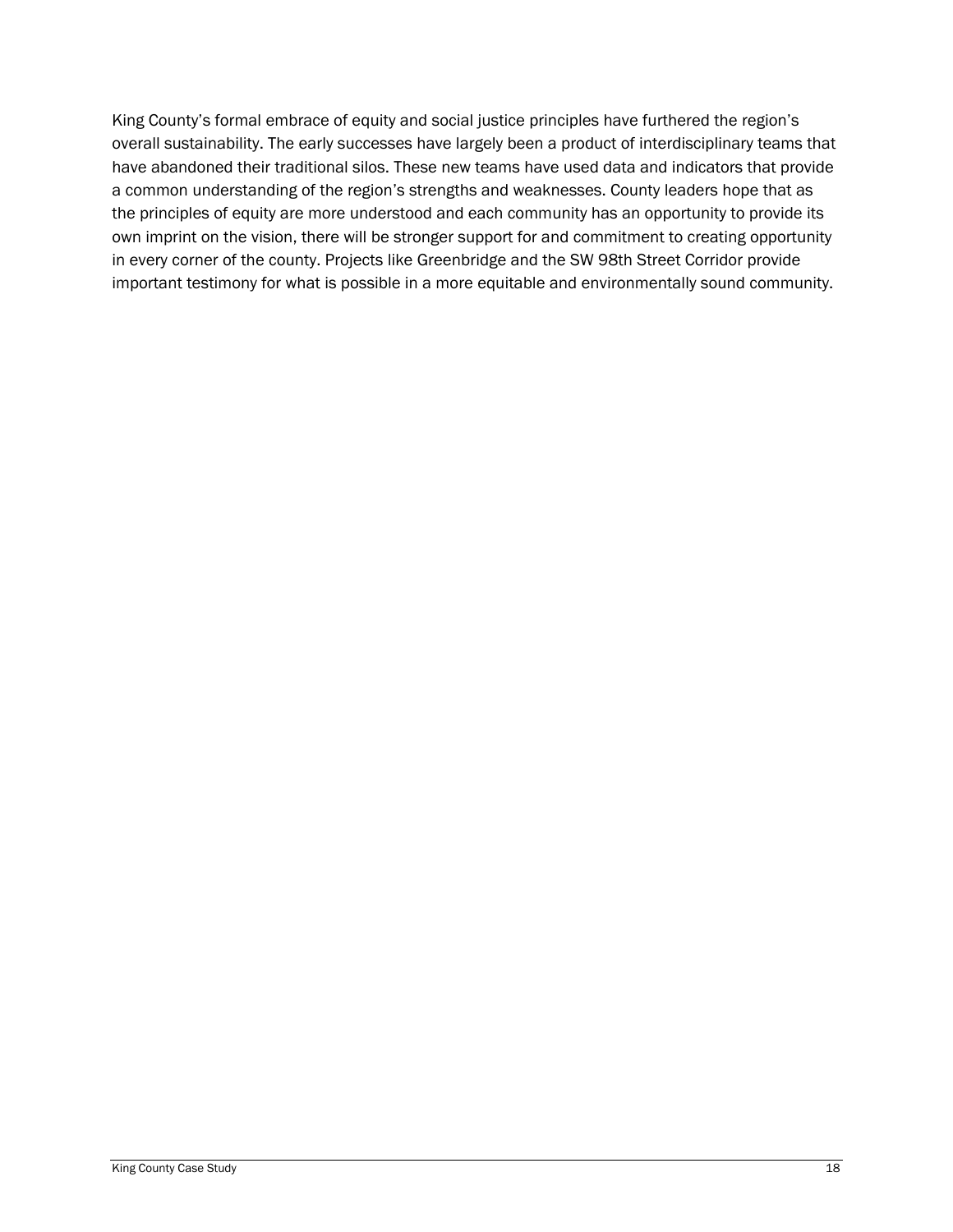King County's formal embrace of equity and social justice principles have furthered the region's overall sustainability. The early successes have largely been a product of interdisciplinary teams that have abandoned their traditional silos. These new teams have used data and indicators that provide a common understanding of the region's strengths and weaknesses. County leaders hope that as the principles of equity are more understood and each community has an opportunity to provide its own imprint on the vision, there will be stronger support for and commitment to creating opportunity in every corner of the county. Projects like Greenbridge and the SW 98th Street Corridor provide important testimony for what is possible in a more equitable and environmentally sound community.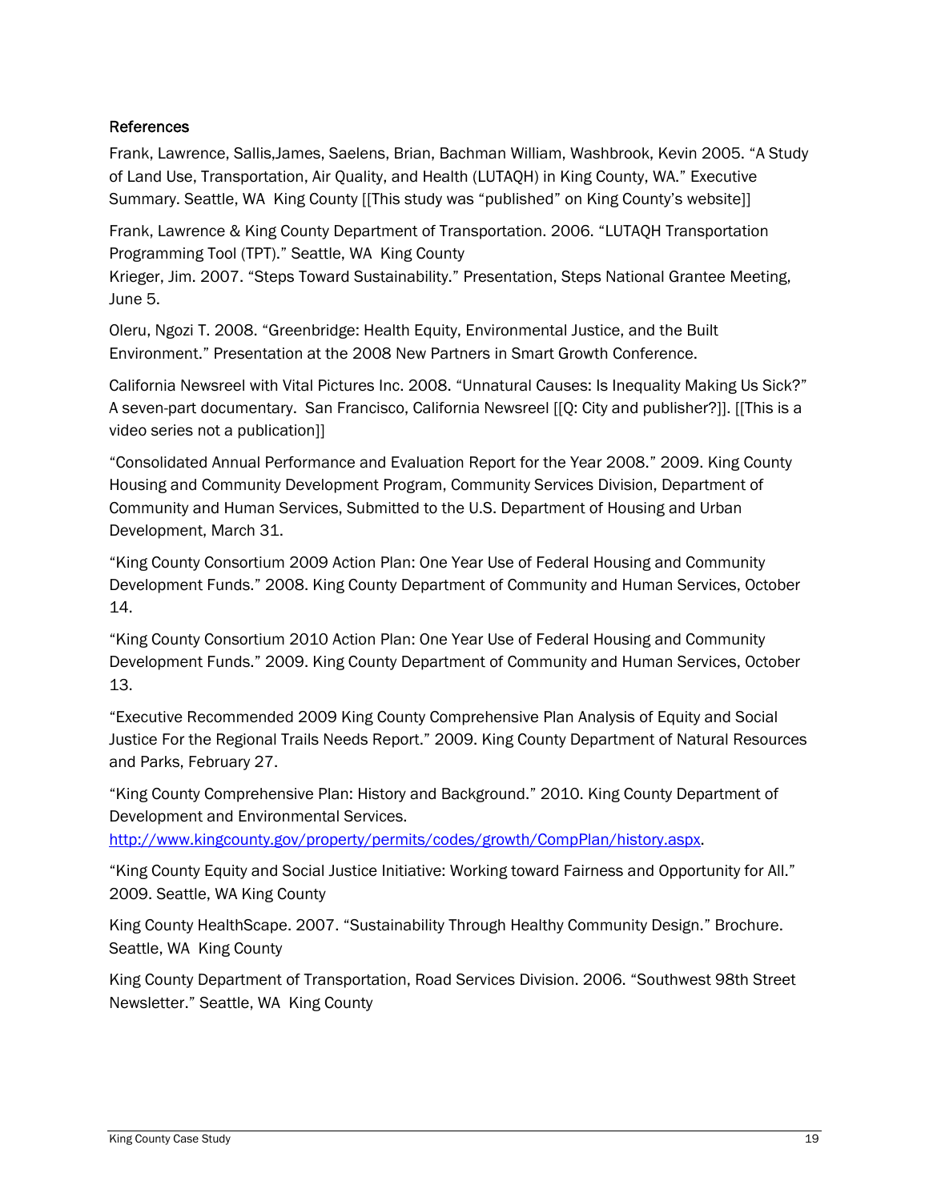### References

Frank, Lawrence, Sallis,James, Saelens, Brian, Bachman William, Washbrook, Kevin 2005. "A Study of Land Use, Transportation, Air Quality, and Health (LUTAQH) in King County, WA." Executive Summary. Seattle, WA King County [[This study was "published" on King County's website]]

Frank, Lawrence & King County Department of Transportation. 2006. "LUTAQH Transportation Programming Tool (TPT)." Seattle, WA King County

Krieger, Jim. 2007. "Steps Toward Sustainability." Presentation, Steps National Grantee Meeting, June 5.

Oleru, Ngozi T. 2008. "Greenbridge: Health Equity, Environmental Justice, and the Built Environment." Presentation at the 2008 New Partners in Smart Growth Conference.

California Newsreel with Vital Pictures Inc. 2008. "Unnatural Causes: Is Inequality Making Us Sick?" A seven-part documentary. San Francisco, California Newsreel [[Q: City and publisher?]]. [[This is a video series not a publication]]

"Consolidated Annual Performance and Evaluation Report for the Year 2008." 2009. King County Housing and Community Development Program, Community Services Division, Department of Community and Human Services, Submitted to the U.S. Department of Housing and Urban Development, March 31.

"King County Consortium 2009 Action Plan: One Year Use of Federal Housing and Community Development Funds." 2008. King County Department of Community and Human Services, October 14.

"King County Consortium 2010 Action Plan: One Year Use of Federal Housing and Community Development Funds." 2009. King County Department of Community and Human Services, October 13.

"Executive Recommended 2009 King County Comprehensive Plan Analysis of Equity and Social Justice For the Regional Trails Needs Report." 2009. King County Department of Natural Resources and Parks, February 27.

"King County Comprehensive Plan: History and Background." 2010. King County Department of Development and Environmental Services. http://www.kingcounty.gov/property/permits/codes/growth/CompPlan/history.aspx.

"King County Equity and Social Justice Initiative: Working toward Fairness and Opportunity for All." 2009. Seattle, WA King County

King County HealthScape. 2007. "Sustainability Through Healthy Community Design." Brochure. Seattle, WA King County

King County Department of Transportation, Road Services Division. 2006. "Southwest 98th Street Newsletter." Seattle, WA King County